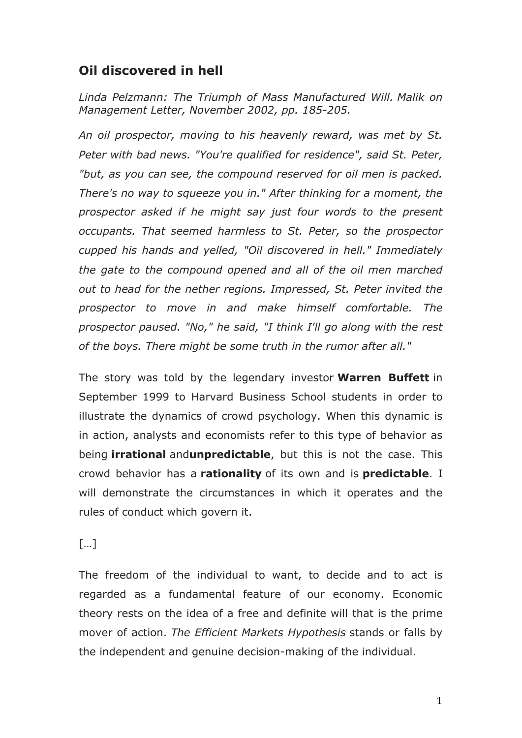## Oil discovered in hell

*Linda Pelzmann: The Triumph of Mass Manufactured Will. Malik on Management Letter, November 2002, pp. 185-205.*

*An oil prospector, moving to his heavenly reward, was met by St. Peter with bad news. "You're qualified for residence", said St. Peter, "but, as you can see, the compound reserved for oil men is packed. There's no way to squeeze you in." After thinking for a moment, the prospector asked if he might say just four words to the present occupants. That seemed harmless to St. Peter, so the prospector cupped his hands and yelled, "Oil discovered in hell." Immediately the gate to the compound opened and all of the oil men marched out to head for the nether regions. Impressed, St. Peter invited the prospector to move in and make himself comfortable. The prospector paused. "No," he said, "I think I'll go along with the rest of the boys. There might be some truth in the rumor after all."*

The story was told by the legendary investor **Warren Buffett** in September 1999 to Harvard Business School students in order to illustrate the dynamics of crowd psychology. When this dynamic is in action, analysts and economists refer to this type of behavior as being **irrational** and**unpredictable**, but this is not the case. This crowd behavior has a **rationality** of its own and is **predictable**. I will demonstrate the circumstances in which it operates and the rules of conduct which govern it.

[…]

The freedom of the individual to want, to decide and to act is regarded as a fundamental feature of our economy. Economic theory rests on the idea of a free and definite will that is the prime mover of action. *The Efficient Markets Hypothesis* stands or falls by the independent and genuine decision-making of the individual.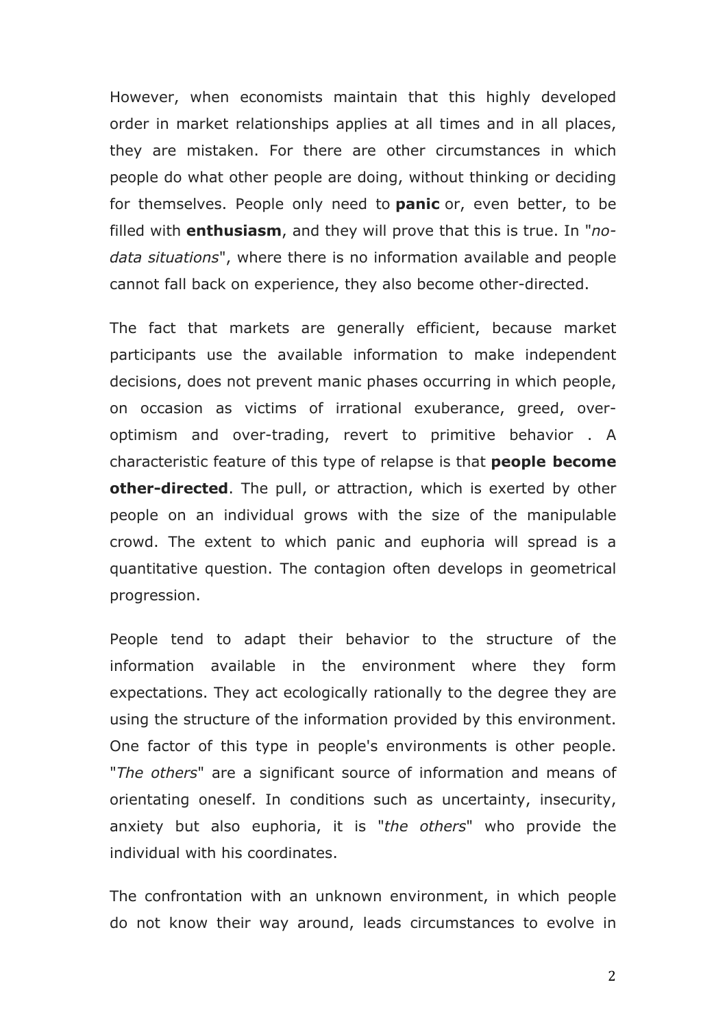However, when economists maintain that this highly developed order in market relationships applies at all times and in all places, they are mistaken. For there are other circumstances in which people do what other people are doing, without thinking or deciding for themselves. People only need to **panic** or, even better, to be filled with **enthusiasm**, and they will prove that this is true. In "*no-data situations*", where there is no information available and people cannot fall back on experience, they also become other-directed.

The fact that markets are generally efficient, because market participants use the available information to make independent decisions, does not prevent manic phases occurring in which people, on occasion as victims of irrational exuberance, greed, over-optimism and over-trading, revert to primitive behavior . A characteristic feature of this type of relapse is that **people become other-directed**. The pull, or attraction, which is exerted by other people on an individual grows with the size of the manipulable crowd. The extent to which panic and euphoria will spread is a quantitative question. The contagion often develops in geometrical progression.

People tend to adapt their behavior to the structure of the information available in the environment where they form expectations. They act ecologically rationally to the degree they are using the structure of the information provided by this environment. One factor of this type in people's environments is other people. "*The others*" are a significant source of information and means of orientating oneself. In conditions such as uncertainty, insecurity, anxiety but also euphoria, it is "*the others*" who provide the individual with his coordinates.

The confrontation with an unknown environment, in which people do not know their way around, leads circumstances to evolve in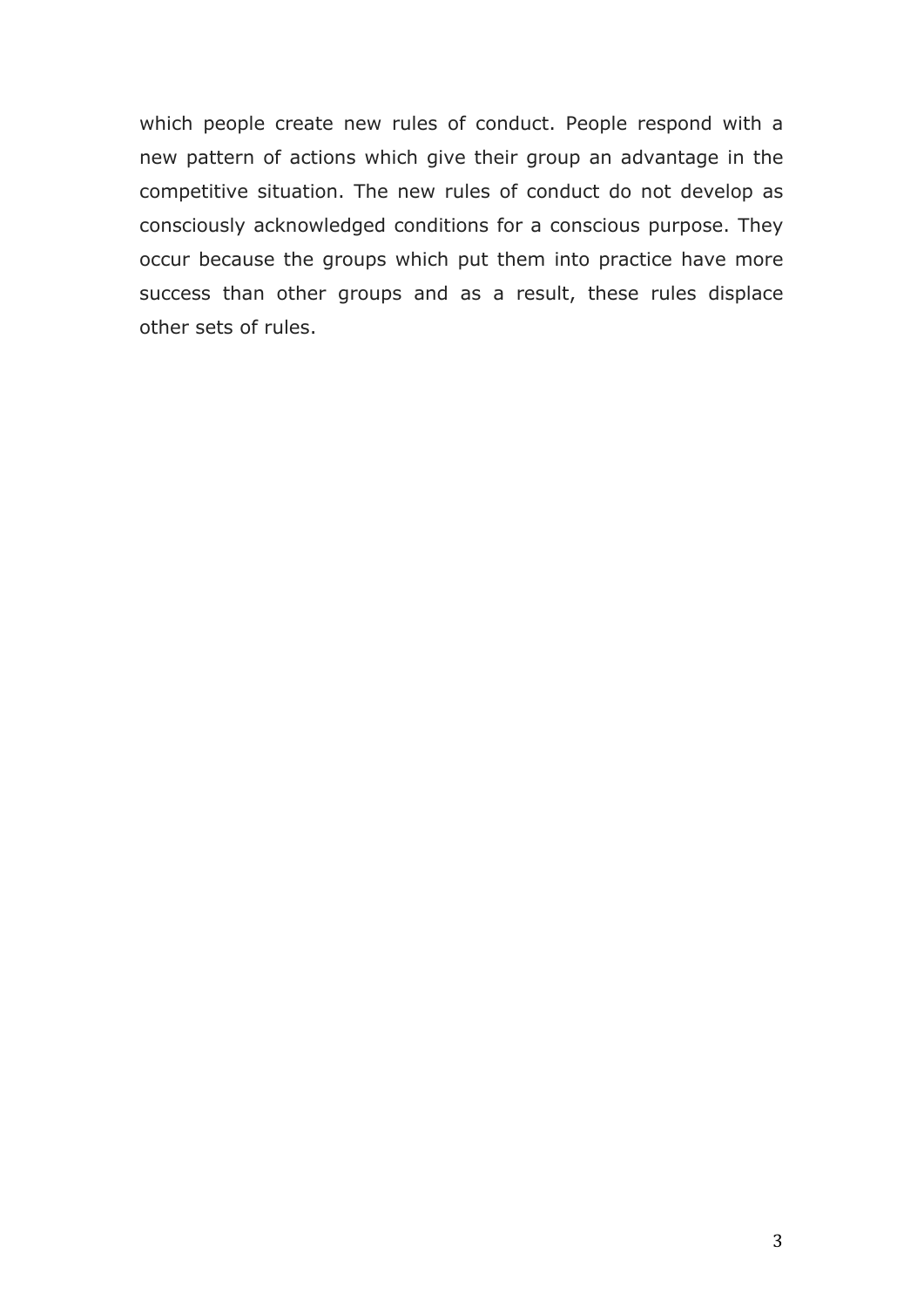which people create new rules of conduct. People respond with a new pattern of actions which give their group an advantage in the competitive situation. The new rules of conduct do not develop as consciously acknowledged conditions for a conscious purpose. They occur because the groups which put them into practice have more success than other groups and as a result, these rules displace other sets of rules.